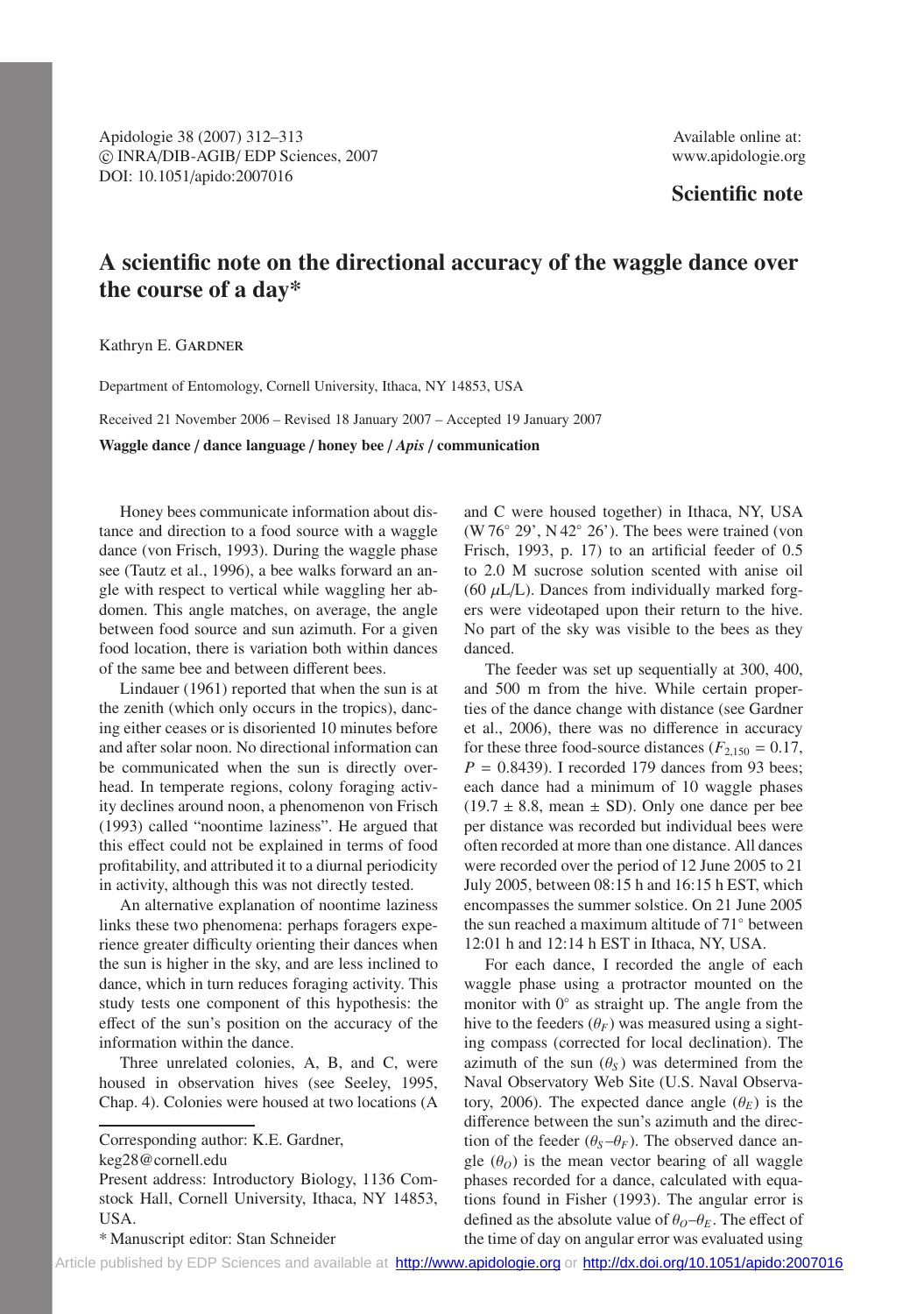Available online at: www.apidologie.org

**Scientific note**

# A scientific note on the directional accuracy of the waggle dance over the course of a day*

Kathryn E. Gardner

Department of Entomology, Cornell University, Ithaca, NY 14853, USA

Received 21 November 2006 – Revised 18 January 2007 – Accepted 19 January 2007

**Waggle dance / dance language / honey bee / *Apis* / communication**

Honey bees communicate information about distance and direction to a food source with a waggle dance (von Frisch, 1993). During the waggle phase see (Tautz et al., 1996), a bee walks forward an angle with respect to vertical while waggling her abdomen. This angle matches, on average, the angle between food source and sun azimuth. For a given food location, there is variation both within dances of the same bee and between different bees.

Lindauer (1961) reported that when the sun is at the zenith (which only occurs in the tropics), dancing either ceases or is disoriented 10 minutes before and after solar noon. No directional information can be communicated when the sun is directly overhead. In temperate regions, colony foraging activity declines around noon, a phenomenon von Frisch (1993) called "noontime laziness". He argued that this effect could not be explained in terms of food profitability, and attributed it to a diurnal periodicity in activity, although this was not directly tested.

An alternative explanation of noontime laziness links these two phenomena: perhaps foragers experience greater difficulty orienting their dances when the sun is higher in the sky, and are less inclined to dance, which in turn reduces foraging activity. This study tests one component of this hypothesis: the effect of the sun's position on the accuracy of the information within the dance.

Three unrelated colonies, A, B, and C, were housed in observation hives (see Seeley, 1995, Chap. 4). Colonies were housed at two locations (A and C were housed together) in Ithaca, NY, USA (W 76° 29', N 42° 26'). The bees were trained (von Frisch, 1993, p. 17) to an artificial feeder of 0.5 to 2.0 M sucrose solution scented with anise oil (60 $\mu$L/L). Dances from individually marked forgers were videotaped upon their return to the hive. No part of the sky was visible to the bees as they danced.

The feeder was set up sequentially at 300, 400, and 500 m from the hive. While certain properties of the dance change with distance (see Gardner et al., 2006), there was no difference in accuracy for these three food-source distances ($F_{2,150} = 0.17$, $P = 0.8439$). I recorded 179 dances from 93 bees; each dance had a minimum of 10 waggle phases ($19.7 \pm 8.8$, mean $\pm$ SD). Only one dance per bee per distance was recorded but individual bees were often recorded at more than one distance. All dances were recorded over the period of 12 June 2005 to 21 July 2005, between 08:15 h and 16:15 h EST, which encompasses the summer solstice. On 21 June 2005 the sun reached a maximum altitude of 71° between 12:01 h and 12:14 h EST in Ithaca, NY, USA.

For each dance, I recorded the angle of each waggle phase using a protractor mounted on the monitor with 0° as straight up. The angle from the hive to the feeders ($\theta_F$) was measured using a sighting compass (corrected for local declination). The azimuth of the sun ($\theta_S$) was determined from the Naval Observatory Web Site (U.S. Naval Observatory, 2006). The expected dance angle ($\theta_E$) is the difference between the sun's azimuth and the direction of the feeder ($\theta_S$–$\theta_F$). The observed dance angle ($\theta_O$) is the mean vector bearing of all waggle phases recorded for a dance, calculated with equations found in Fisher (1993). The angular error is defined as the absolute value of $\theta_O$–$\theta_E$. The effect of the time of day on angular error was evaluated using

---

Corresponding author: K.E. Gardner, keg28@cornell.edu

Present address: Introductory Biology, 1136 Comstock Hall, Cornell University, Ithaca, NY 14853, USA.

\* Manuscript editor: Stan Schneider

Article published by EDP Sciences and available at http://www.apidologie.org or http://dx.doi.org/10.1051/apido:2007016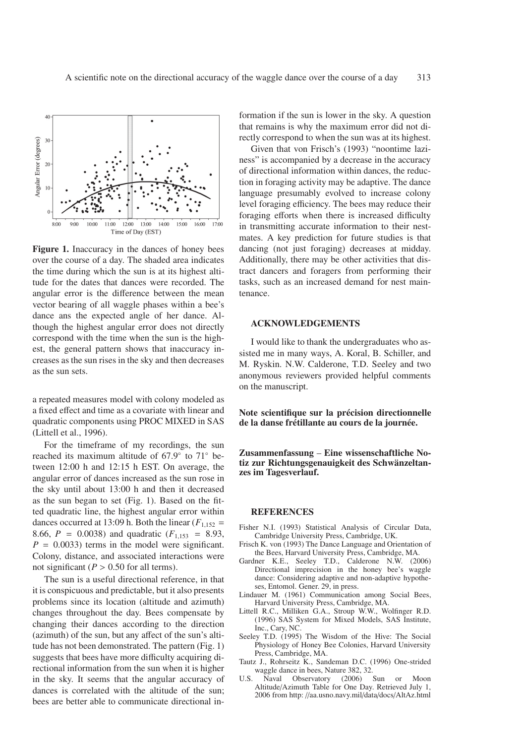40

30

20

10

0

Angular Error (degrees)

8:00 9:00 10:00 11:00 12:00 13:00 14:00 15:00 16:00 17:00

Time of Day (EST)

**Figure 1.** Inaccuracy in the dances of honey bees over the course of a day. The shaded area indicates the time during which the sun is at its highest altitude for the dates that dances were recorded. The angular error is the difference between the mean vector bearing of all waggle phases within a bee's dance ans the expected angle of her dance. Although the highest angular error does not directly correspond with the time when the sun is the highest, the general pattern shows that inaccuracy increases as the sun rises in the sky and then decreases as the sun sets.

a repeated measures model with colony modeled as a fixed effect and time as a covariate with linear and quadratic components using PROC MIXED in SAS (Littell et al., 1996).

For the timeframe of my recordings, the sun reached its maximum altitude of 67.9° to 71° between 12:00 h and 12:15 h EST. On average, the angular error of dances increased as the sun rose in the sky until about 13:00 h and then it decreased as the sun began to set (Fig. 1). Based on the fitted quadratic line, the highest angular error within dances occurred at 13:09 h. Both the linear ($F_{1,152}$ = 8.66, $P$ = 0.0038) and quadratic ($F_{1,153}$ = 8.93, $P$ = 0.0033) terms in the model were significant. Colony, distance, and associated interactions were not significant ($P > 0.50$ for all terms).

The sun is a useful directional reference, in that it is conspicuous and predictable, but it also presents problems since its location (altitude and azimuth) changes throughout the day. Bees compensate by changing their dances according to the direction (azimuth) of the sun, but any affect of the sun's altitude has not been demonstrated. The pattern (Fig. 1) suggests that bees have more difficulty acquiring directional information from the sun when it is higher in the sky. It seems that the angular accuracy of dances is correlated with the altitude of the sun; bees are better able to communicate directional information if the sun is lower in the sky. A question that remains is why the maximum error did not directly correspond to when the sun was at its highest.

Given that von Frisch's (1993) "noontime laziness" is accompanied by a decrease in the accuracy of directional information within dances, the reduction in foraging activity may be adaptive. The dance language presumably evolved to increase colony level foraging efficiency. The bees may reduce their foraging efforts when there is increased difficulty in transmitting accurate information to their nestmates. A key prediction for future studies is that dancing (not just foraging) decreases at midday. Additionally, there may be other activities that distract dancers and foragers from performing their tasks, such as an increased demand for nest maintenance.

## ACKNOWLEDGEMENTS

I would like to thank the undergraduates who assisted me in many ways, A. Koral, B. Schiller, and M. Ryskin. N.W. Calderone, T.D. Seeley and two anonymous reviewers provided helpful comments on the manuscript.

**Note scientifique sur la précision directionnelle de la danse frétillante au cours de la journée.**

**Zusammenfassung – Eine wissenschaftliche Notiz zur Richtungsgenauigkeit des Schwänzeltanzes im Tagesverlauf.**

## REFERENCES

- Fisher N.I. (1993) Statistical Analysis of Circular Data, Cambridge University Press, Cambridge, UK.
- Frisch K. von (1993) The Dance Language and Orientation of the Bees, Harvard University Press, Cambridge, MA.
- Gardner K.E., Seeley T.D., Calderone N.W. (2006) Directional imprecision in the honey bee's waggle dance: Considering adaptive and non-adaptive hypotheses, Entomol. Gener. 29, in press.
- Lindauer M. (1961) Communication among Social Bees, Harvard University Press, Cambridge, MA.
- Littell R.C., Milliken G.A., Stroup W.W., Wolfinger R.D. (1996) SAS System for Mixed Models, SAS Institute, Inc., Cary, NC.
- Seeley T.D. (1995) The Wisdom of the Hive: The Social Physiology of Honey Bee Colonies, Harvard University Press, Cambridge, MA.
- Tautz J., Rohrseitz K., Sandeman D.C. (1996) One-strided waggle dance in bees, Nature 382, 32.
- U.S. Naval Observatory (2006) Sun or Moon Altitude/Azimuth Table for One Day. Retrieved July 1, 2006 from http: //aa.usno.navy.mil/data/docs/AltAz.html